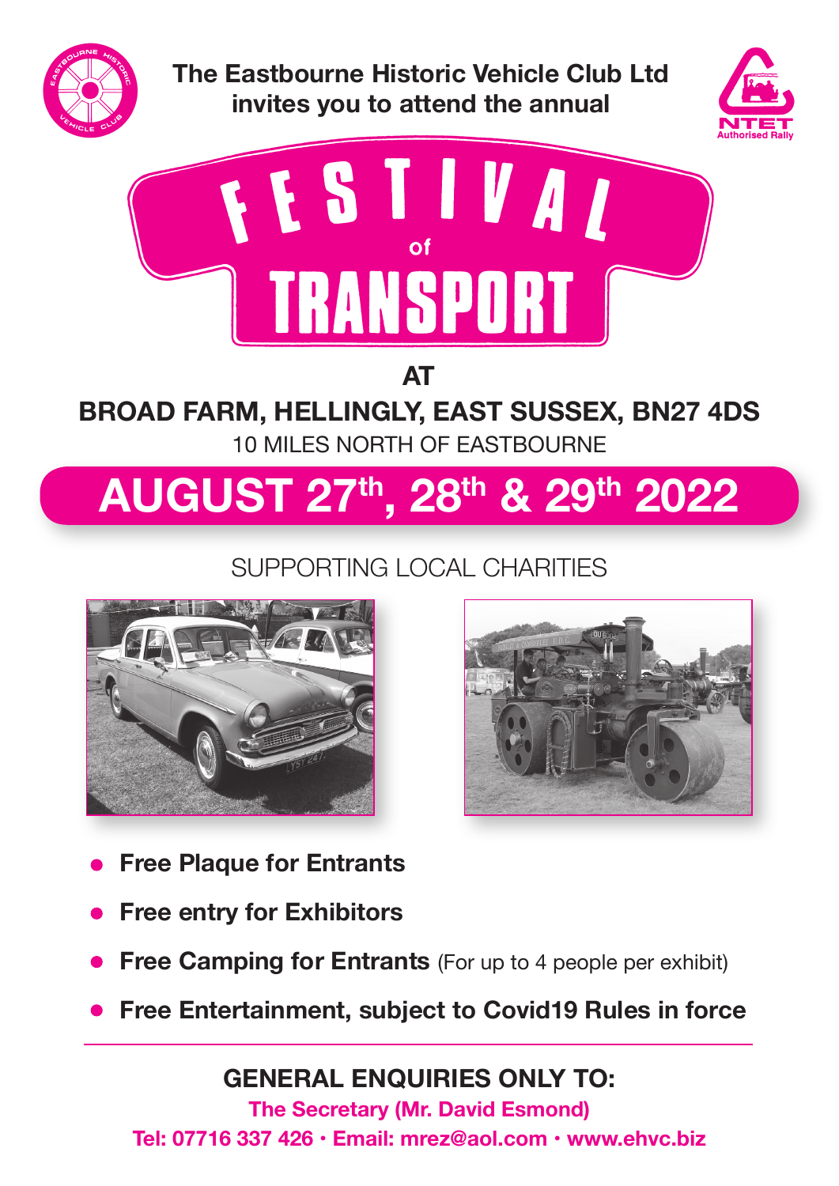The Eastbourne Historic Vehicle Club Ltd
invites you to attend the annual

# FESTIVAL of TRANSPORT

## AT

## BROAD FARM, HELLINGLY, EAST SUSSEX, BN27 4DS

10 MILES NORTH OF EASTBOURNE

## AUGUST 27th, 28th & 29th 2022

SUPPORTING LOCAL CHARITIES

- **Free Plaque for Entrants**
- **Free entry for Exhibitors**
- **Free Camping for Entrants** (For up to 4 people per exhibit)
- **Free Entertainment, subject to Covid19 Rules in force**

---

**GENERAL ENQUIRIES ONLY TO:**

**The Secretary (Mr. David Esmond)**

**Tel: 07716 337 426 • Email: mrez@aol.com • www.ehvc.biz**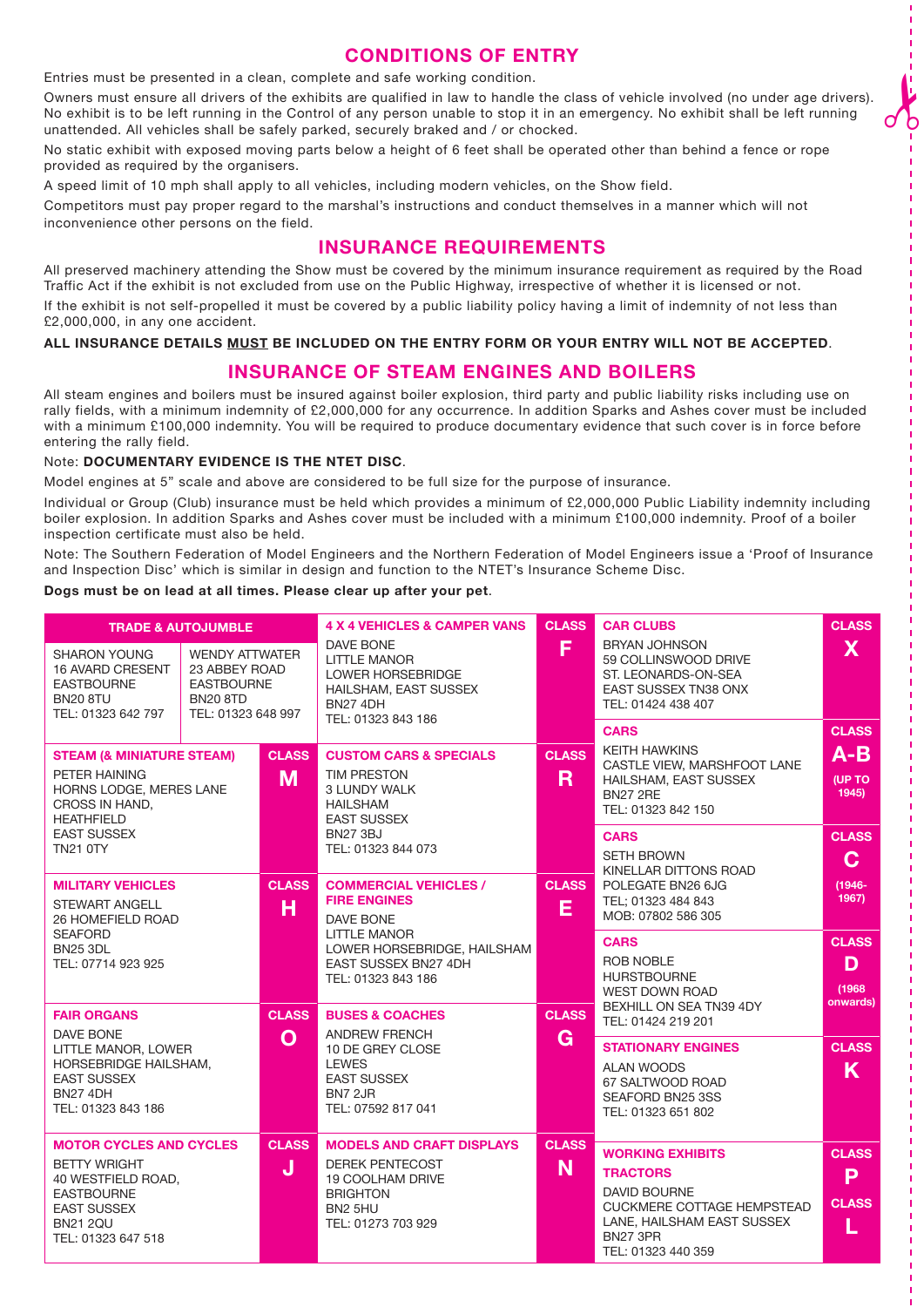## CONDITIONS OF ENTRY

Entries must be presented in a clean, complete and safe working condition.

Owners must ensure all drivers of the exhibits are qualified in law to handle the class of vehicle involved (no under age drivers). No exhibit is to be left running in the Control of any person unable to stop it in an emergency. No exhibit shall be left running unattended. All vehicles shall be safely parked, securely braked and / or chocked.

No static exhibit with exposed moving parts below a height of 6 feet shall be operated other than behind a fence or rope provided as required by the organisers.

A speed limit of 10 mph shall apply to all vehicles, including modern vehicles, on the Show field.

Competitors must pay proper regard to the marshal's instructions and conduct themselves in a manner which will not inconvenience other persons on the field.

## INSURANCE REQUIREMENTS

All preserved machinery attending the Show must be covered by the minimum insurance requirement as required by the Road Traffic Act if the exhibit is not excluded from use on the Public Highway, irrespective of whether it is licensed or not.

If the exhibit is not self-propelled it must be covered by a public liability policy having a limit of indemnity of not less than £2,000,000, in any one accident.

**ALL INSURANCE DETAILS MUST BE INCLUDED ON THE ENTRY FORM OR YOUR ENTRY WILL NOT BE ACCEPTED**.

## INSURANCE OF STEAM ENGINES AND BOILERS

All steam engines and boilers must be insured against boiler explosion, third party and public liability risks including use on rally fields, with a minimum indemnity of £2,000,000 for any occurrence. In addition Sparks and Ashes cover must be included with a minimum £100,000 indemnity. You will be required to produce documentary evidence that such cover is in force before entering the rally field.

Note: **DOCUMENTARY EVIDENCE IS THE NTET DISC**.

Model engines at 5" scale and above are considered to be full size for the purpose of insurance.

Individual or Group (Club) insurance must be held which provides a minimum of £2,000,000 Public Liability indemnity including boiler explosion. In addition Sparks and Ashes cover must be included with a minimum £100,000 indemnity. Proof of a boiler inspection certificate must also be held.

Note: The Southern Federation of Model Engineers and the Northern Federation of Model Engineers issue a 'Proof of Insurance and Inspection Disc' which is similar in design and function to the NTET's Insurance Scheme Disc.

**Dogs must be on lead at all times. Please clear up after your pet**.

| Section | Contact | Class |
|---|---|---|
| TRADE & AUTOJUMBLE | SHARON YOUNG, 16 AVARD CRESENT, EASTBOURNE, BN20 8TU, TEL: 01323 642 797<br>WENDY ATTWATER, 23 ABBEY ROAD, EASTBOURNE, BN20 8TD, TEL: 01323 648 997 | |
| STEAM (& MINIATURE STEAM) | PETER HAINING, HORNS LODGE, MERES LANE, CROSS IN HAND, HEATHFIELD, EAST SUSSEX, TN21 0TY | M |
| MILITARY VEHICLES | STEWART ANGELL, 26 HOMEFIELD ROAD, SEAFORD, BN25 3DL, TEL: 07714 923 925 | H |
| FAIR ORGANS | DAVE BONE, LITTLE MANOR, LOWER HORSEBRIDGE HAILSHAM, EAST SUSSEX, BN27 4DH, TEL: 01323 843 186 | O |
| MOTOR CYCLES AND CYCLES | BETTY WRIGHT, 40 WESTFIELD ROAD, EASTBOURNE, EAST SUSSEX, BN21 2QU, TEL: 01323 647 518 | J |
| 4 X 4 VEHICLES & CAMPER VANS | DAVE BONE, LITTLE MANOR, LOWER HORSEBRIDGE, HAILSHAM, EAST SUSSEX, BN27 4DH, TEL: 01323 843 186 | F |
| CUSTOM CARS & SPECIALS | TIM PRESTON, 3 LUNDY WALK, HAILSHAM, EAST SUSSEX, BN27 3BJ, TEL: 01323 844 073 | R |
| COMMERCIAL VEHICLES / FIRE ENGINES | DAVE BONE, LITTLE MANOR, LOWER HORSEBRIDGE, HAILSHAM, EAST SUSSEX BN27 4DH, TEL: 01323 843 186 | E |
| BUSES & COACHES | ANDREW FRENCH, 10 DE GREY CLOSE, LEWES, EAST SUSSEX, BN7 2JR, TEL: 07592 817 041 | G |
| MODELS AND CRAFT DISPLAYS | DEREK PENTECOST, 19 COOLHAM DRIVE, BRIGHTON, BN2 5HU, TEL: 01273 703 929 | N |
| CAR CLUBS | BRYAN JOHNSON, 59 COLLINSWOOD DRIVE, ST. LEONARDS-ON-SEA, EAST SUSSEX TN38 ONX, TEL: 01424 438 407 | X |
| CARS | KEITH HAWKINS, CASTLE VIEW, MARSHFOOT LANE, HAILSHAM, EAST SUSSEX, BN27 2RE, TEL: 01323 842 150 | A-B (UP TO 1945) |
| CARS | SETH BROWN, KINELLAR DITTONS ROAD, POLEGATE BN26 6JG, TEL; 01323 484 843, MOB: 07802 586 305 | C (1946-1967) |
| CARS | ROB NOBLE, HURSTBOURNE, WEST DOWN ROAD, BEXHILL ON SEA TN39 4DY, TEL: 01424 219 201 | D (1968 onwards) |
| STATIONARY ENGINES | ALAN WOODS, 67 SALTWOOD ROAD, SEAFORD BN25 3SS, TEL: 01323 651 802 | K |
| WORKING EXHIBITS / TRACTORS | DAVID BOURNE, CUCKMERE COTTAGE HEMPSTEAD LANE, HAILSHAM EAST SUSSEX, BN27 3PR, TEL: 01323 440 359 | P / L |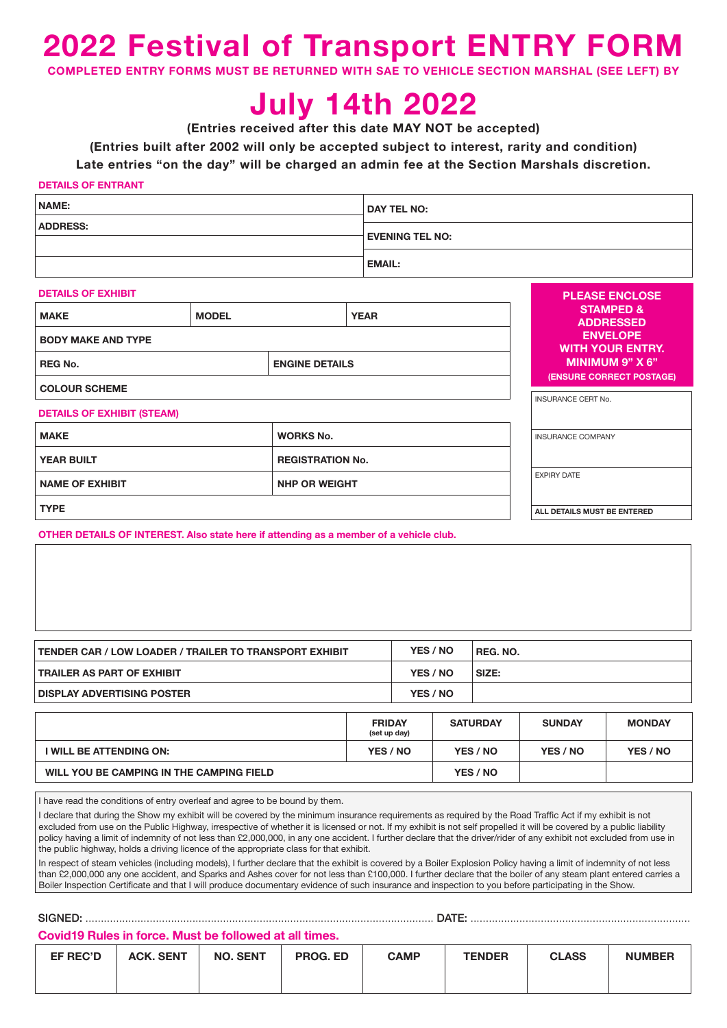# 2022 Festival of Transport ENTRY FORM

**COMPLETED ENTRY FORMS MUST BE RETURNED WITH SAE TO VEHICLE SECTION MARSHAL (SEE LEFT) BY**

# July 14th 2022

**(Entries received after this date MAY NOT be accepted)**

**(Entries built after 2002 will only be accepted subject to interest, rarity and condition)**

**Late entries "on the day" will be charged an admin fee at the Section Marshals discretion.**

**DETAILS OF ENTRANT**

| | |
|---|---|
| NAME: | DAY TEL NO: |
| ADDRESS: | EVENING TEL NO: |
| | |
| | EMAIL: |

**DETAILS OF EXHIBIT**

| MAKE | MODEL | YEAR |
|---|---|---|
| BODY MAKE AND TYPE | | |
| REG No. | ENGINE DETAILS | |
| COLOUR SCHEME | | |

**PLEASE ENCLOSE STAMPED & ADDRESSED ENVELOPE WITH YOUR ENTRY. MINIMUM 9" X 6"**
**(ENSURE CORRECT POSTAGE)**

| |
|---|
| INSURANCE CERT No. |
| INSURANCE COMPANY |
| EXPIRY DATE |
| ALL DETAILS MUST BE ENTERED |

**DETAILS OF EXHIBIT (STEAM)**

| | |
|---|---|
| MAKE | WORKS No. |
| YEAR BUILT | REGISTRATION No. |
| NAME OF EXHIBIT | NHP OR WEIGHT |
| TYPE | |

**OTHER DETAILS OF INTEREST. Also state here if attending as a member of a vehicle club.**

| | | |
|---|---|---|
| TENDER CAR / LOW LOADER / TRAILER TO TRANSPORT EXHIBIT | YES / NO | REG. NO. |
| TRAILER AS PART OF EXHIBIT | YES / NO | SIZE: |
| DISPLAY ADVERTISING POSTER | YES / NO | |

| | FRIDAY (set up day) | SATURDAY | SUNDAY | MONDAY |
|---|---|---|---|---|
| I WILL BE ATTENDING ON: | YES / NO | YES / NO | YES / NO | YES / NO |
| WILL YOU BE CAMPING IN THE CAMPING FIELD | | YES / NO | | |

I have read the conditions of entry overleaf and agree to be bound by them.

I declare that during the Show my exhibit will be covered by the minimum insurance requirements as required by the Road Traffic Act if my exhibit is not excluded from use on the Public Highway, irrespective of whether it is licensed or not. If my exhibit is not self propelled it will be covered by a public liability policy having a limit of indemnity of not less than £2,000,000, in any one accident. I further declare that the driver/rider of any exhibit not excluded from use in the public highway, holds a driving licence of the appropriate class for that exhibit.

In respect of steam vehicles (including models), I further declare that the exhibit is covered by a Boiler Explosion Policy having a limit of indemnity of not less than £2,000,000 any one accident, and Sparks and Ashes cover for not less than £100,000. I further declare that the boiler of any steam plant entered carries a Boiler Inspection Certificate and that I will produce documentary evidence of such insurance and inspection to you before participating in the Show.

SIGNED: ............................................................ DATE: ............................................................

**Covid19 Rules in force. Must be followed at all times.**

| EF REC'D | ACK. SENT | NO. SENT | PROG. ED | CAMP | TENDER | CLASS | NUMBER |
|---|---|---|---|---|---|---|---|
| | | | | | | | |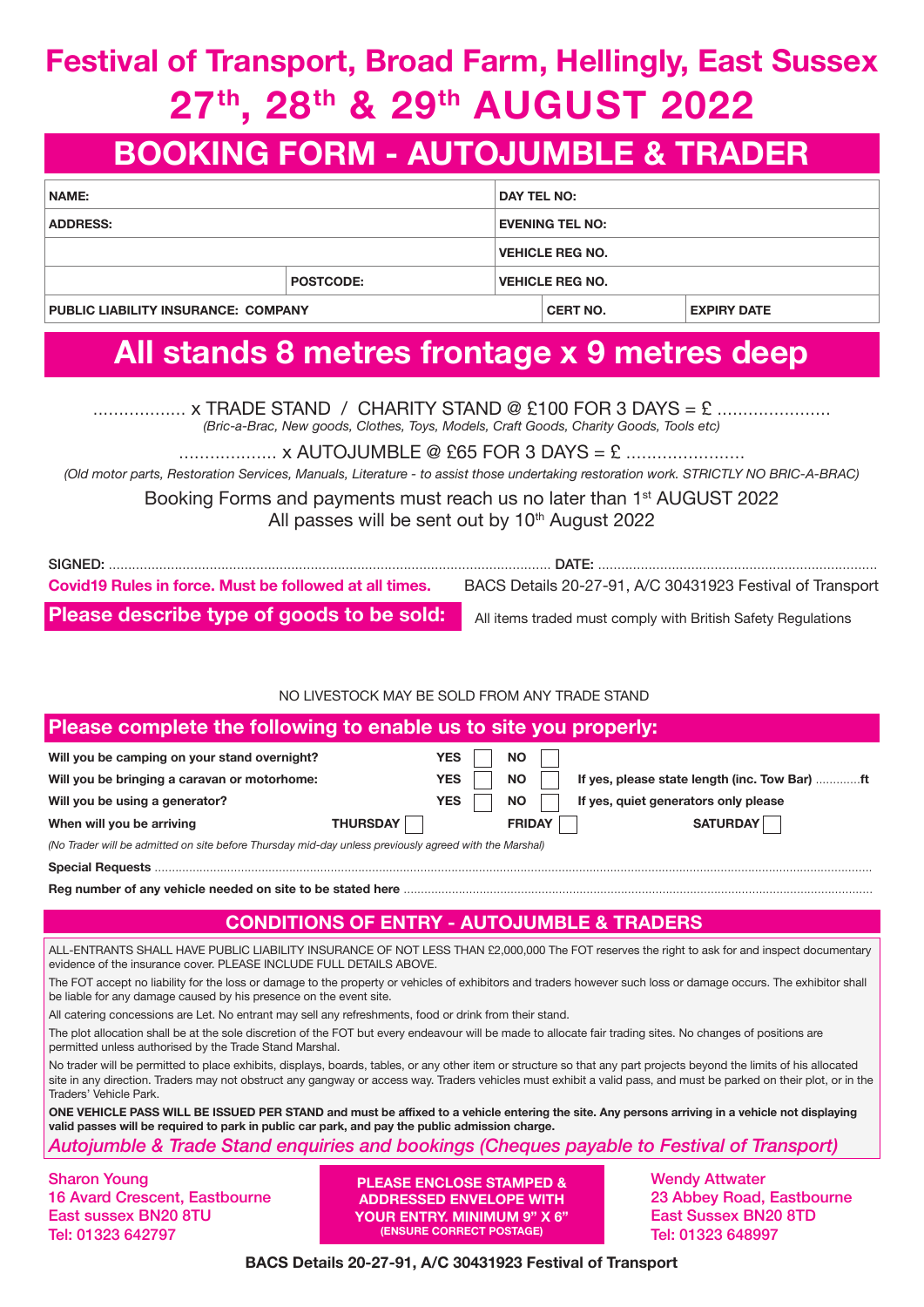# Festival of Transport, Broad Farm, Hellingly, East Sussex

# 27th, 28th & 29th AUGUST 2022

## BOOKING FORM - AUTOJUMBLE & TRADER

| | | | | |
|---|---|---|---|---|
| **NAME:** | | **DAY TEL NO:** | | |
| **ADDRESS:** | | **EVENING TEL NO:** | | |
| | | **VEHICLE REG NO.** | | |
| | **POSTCODE:** | **VEHICLE REG NO.** | | |
| **PUBLIC LIABILITY INSURANCE: COMPANY** | | | **CERT NO.** | **EXPIRY DATE** |

## All stands 8 metres frontage x 9 metres deep

.................. x TRADE STAND / CHARITY STAND @ £100 FOR 3 DAYS = £ ......................

*(Bric-a-Brac, New goods, Clothes, Toys, Models, Craft Goods, Charity Goods, Tools etc)*

.................. x AUTOJUMBLE @ £65 FOR 3 DAYS = £ .......................

*(Old motor parts, Restoration Services, Manuals, Literature - to assist those undertaking restoration work. STRICTLY NO BRIC-A-BRAC)*

Booking Forms and payments must reach us no later than 1st AUGUST 2022
All passes will be sent out by 10th August 2022

SIGNED: .................................................................................................... DATE: ........................................................................

**Covid19 Rules in force. Must be followed at all times.**

BACS Details 20-27-91, A/C 30431923 Festival of Transport

**Please describe type of goods to be sold:**

All items traded must comply with British Safety Regulations

NO LIVESTOCK MAY BE SOLD FROM ANY TRADE STAND

## Please complete the following to enable us to site you properly:

**Will you be camping on your stand overnight?** **YES** ☐ **NO** ☐

**Will you be bringing a caravan or motorhome:** **YES** ☐ **NO** ☐ **If yes, please state length (inc. Tow Bar)** .............**ft**

**Will you be using a generator?** **YES** ☐ **NO** ☐ **If yes, quiet generators only please**

**When will you be arriving** **THURSDAY** ☐ **FRIDAY** ☐ **SATURDAY** ☐

*(No Trader will be admitted on site before Thursday mid-day unless previously agreed with the Marshal)*

**Special Requests** ....................................................................................................................................................

**Reg number of any vehicle needed on site to be stated here** ...................................................................................

## CONDITIONS OF ENTRY - AUTOJUMBLE & TRADERS

ALL-ENTRANTS SHALL HAVE PUBLIC LIABILITY INSURANCE OF NOT LESS THAN £2,000,000 The FOT reserves the right to ask for and inspect documentary evidence of the insurance cover. PLEASE INCLUDE FULL DETAILS ABOVE.

The FOT accept no liability for the loss or damage to the property or vehicles of exhibitors and traders however such loss or damage occurs. The exhibitor shall be liable for any damage caused by his presence on the event site.

All catering concessions are Let. No entrant may sell any refreshments, food or drink from their stand.

The plot allocation shall be at the sole discretion of the FOT but every endeavour will be made to allocate fair trading sites. No changes of positions are permitted unless authorised by the Trade Stand Marshal.

No trader will be permitted to place exhibits, displays, boards, tables, or any other item or structure so that any part projects beyond the limits of his allocated site in any direction. Traders may not obstruct any gangway or access way. Traders vehicles must exhibit a valid pass, and must be parked on their plot, or in the Traders' Vehicle Park.

**ONE VEHICLE PASS WILL BE ISSUED PER STAND and must be affixed to a vehicle entering the site. Any persons arriving in a vehicle not displaying valid passes will be required to park in public car park, and pay the public admission charge.**

*Autojumble & Trade Stand enquiries and bookings (Cheques payable to Festival of Transport)*

Sharon Young
16 Avard Crescent, Eastbourne
East sussex BN20 8TU
Tel: 01323 642797

**PLEASE ENCLOSE STAMPED & ADDRESSED ENVELOPE WITH YOUR ENTRY. MINIMUM 9" X 6"**
**(ENSURE CORRECT POSTAGE)**

Wendy Attwater
23 Abbey Road, Eastbourne
East Sussex BN20 8TD
Tel: 01323 648997

**BACS Details 20-27-91, A/C 30431923 Festival of Transport**